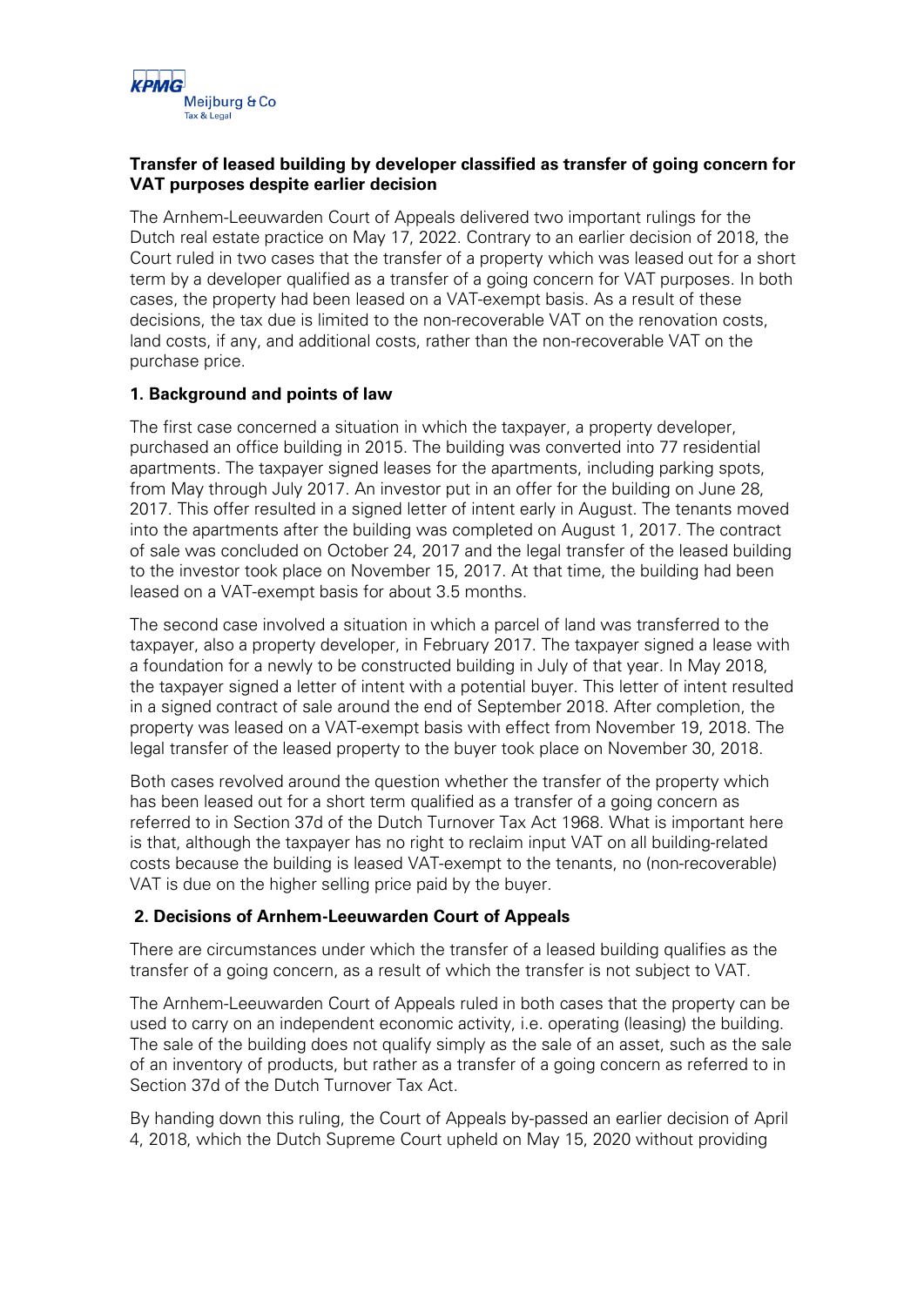## Transfer of leased building by developer classified as transfer of going concern for VAT purposes despite earlier decision

The Arnhem-Leeuwarden Court of Appeals delivered two important rulings for the Dutch real estate practice on May 17, 2022. Contrary to an earlier decision of 2018, the Court ruled in two cases that the transfer of a property which was leased out for a short term by a developer qualified as a transfer of a going concern for VAT purposes. In both cases, the property had been leased on a VAT-exempt basis. As a result of these decisions, the tax due is limited to the non-recoverable VAT on the renovation costs, land costs, if any, and additional costs, rather than the non-recoverable VAT on the purchase price.

### 1. Background and points of law

The first case concerned a situation in which the taxpayer, a property developer, purchased an office building in 2015. The building was converted into 77 residential apartments. The taxpayer signed leases for the apartments, including parking spots, from May through July 2017. An investor put in an offer for the building on June 28, 2017. This offer resulted in a signed letter of intent early in August. The tenants moved into the apartments after the building was completed on August 1, 2017. The contract of sale was concluded on October 24, 2017 and the legal transfer of the leased building to the investor took place on November 15, 2017. At that time, the building had been leased on a VAT-exempt basis for about 3.5 months.

The second case involved a situation in which a parcel of land was transferred to the taxpayer, also a property developer, in February 2017. The taxpayer signed a lease with a foundation for a newly to be constructed building in July of that year. In May 2018, the taxpayer signed a letter of intent with a potential buyer. This letter of intent resulted in a signed contract of sale around the end of September 2018. After completion, the property was leased on a VAT-exempt basis with effect from November 19, 2018. The legal transfer of the leased property to the buyer took place on November 30, 2018.

Both cases revolved around the question whether the transfer of the property which has been leased out for a short term qualified as a transfer of a going concern as referred to in Section 37d of the Dutch Turnover Tax Act 1968. What is important here is that, although the taxpayer has no right to reclaim input VAT on all building-related costs because the building is leased VAT-exempt to the tenants, no (non-recoverable) VAT is due on the higher selling price paid by the buyer.

### 2. Decisions of Arnhem-Leeuwarden Court of Appeals

There are circumstances under which the transfer of a leased building qualifies as the transfer of a going concern, as a result of which the transfer is not subject to VAT.

The Arnhem-Leeuwarden Court of Appeals ruled in both cases that the property can be used to carry on an independent economic activity, i.e. operating (leasing) the building. The sale of the building does not qualify simply as the sale of an asset, such as the sale of an inventory of products, but rather as a transfer of a going concern as referred to in Section 37d of the Dutch Turnover Tax Act.

By handing down this ruling, the Court of Appeals by-passed an earlier decision of April 4, 2018, which the Dutch Supreme Court upheld on May 15, 2020 without providing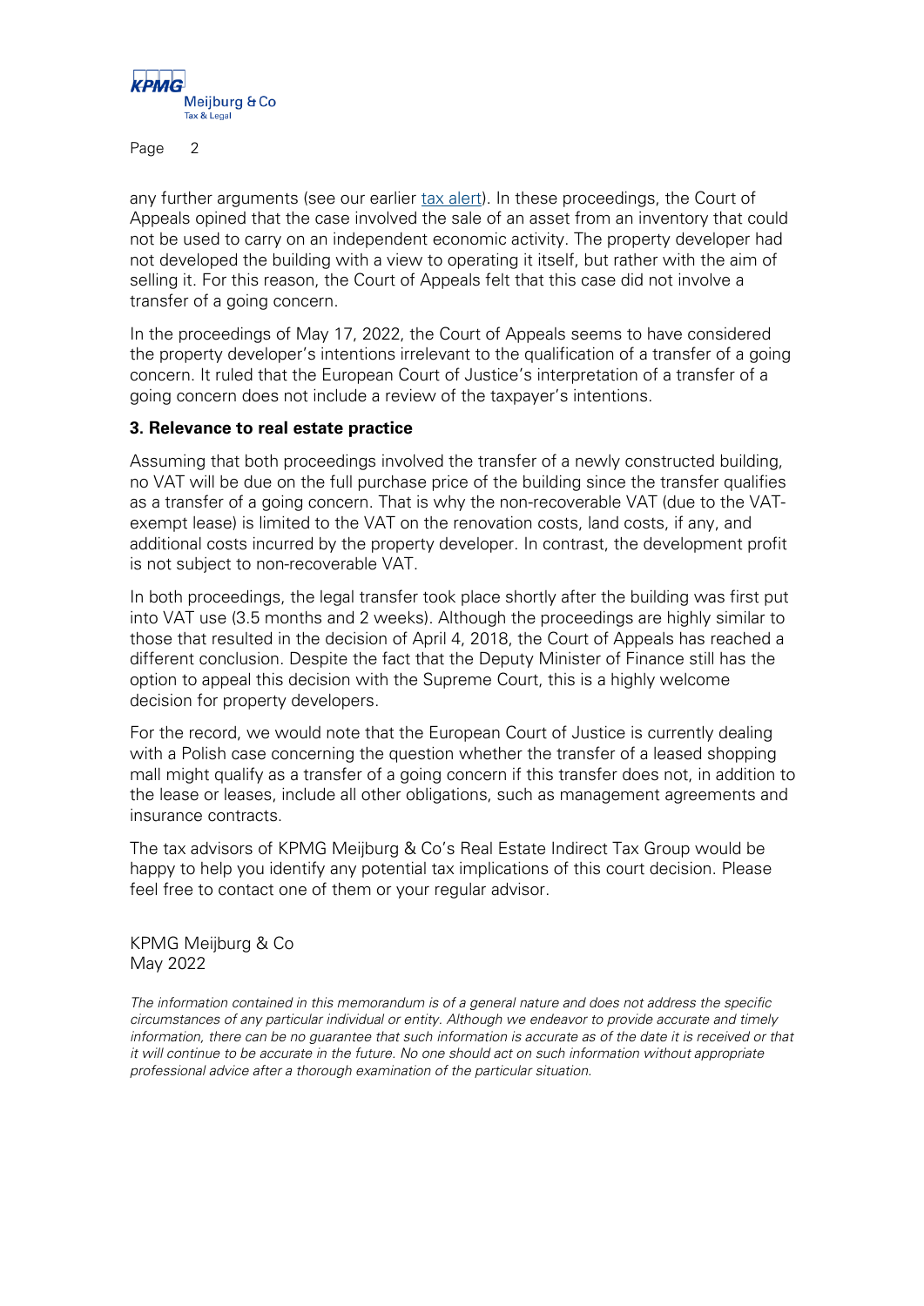any further arguments (see our earlier tax alert). In these proceedings, the Court of Appeals opined that the case involved the sale of an asset from an inventory that could not be used to carry on an independent economic activity. The property developer had not developed the building with a view to operating it itself, but rather with the aim of selling it. For this reason, the Court of Appeals felt that this case did not involve a transfer of a going concern.

In the proceedings of May 17, 2022, the Court of Appeals seems to have considered the property developer's intentions irrelevant to the qualification of a transfer of a going concern. It ruled that the European Court of Justice's interpretation of a transfer of a going concern does not include a review of the taxpayer's intentions.

**3. Relevance to real estate practice**

Assuming that both proceedings involved the transfer of a newly constructed building, no VAT will be due on the full purchase price of the building since the transfer qualifies as a transfer of a going concern. That is why the non-recoverable VAT (due to the VAT-exempt lease) is limited to the VAT on the renovation costs, land costs, if any, and additional costs incurred by the property developer. In contrast, the development profit is not subject to non-recoverable VAT.

In both proceedings, the legal transfer took place shortly after the building was first put into VAT use (3.5 months and 2 weeks). Although the proceedings are highly similar to those that resulted in the decision of April 4, 2018, the Court of Appeals has reached a different conclusion. Despite the fact that the Deputy Minister of Finance still has the option to appeal this decision with the Supreme Court, this is a highly welcome decision for property developers.

For the record, we would note that the European Court of Justice is currently dealing with a Polish case concerning the question whether the transfer of a leased shopping mall might qualify as a transfer of a going concern if this transfer does not, in addition to the lease or leases, include all other obligations, such as management agreements and insurance contracts.

The tax advisors of KPMG Meijburg & Co's Real Estate Indirect Tax Group would be happy to help you identify any potential tax implications of this court decision. Please feel free to contact one of them or your regular advisor.

KPMG Meijburg & Co
May 2022

*The information contained in this memorandum is of a general nature and does not address the specific circumstances of any particular individual or entity. Although we endeavor to provide accurate and timely information, there can be no guarantee that such information is accurate as of the date it is received or that it will continue to be accurate in the future. No one should act on such information without appropriate professional advice after a thorough examination of the particular situation.*